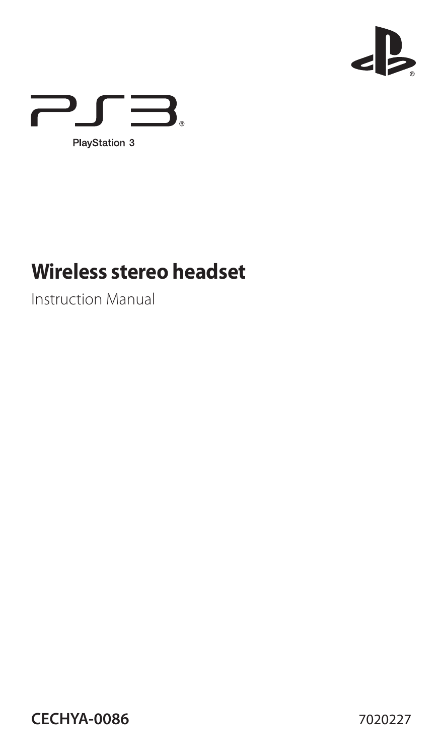PlayStation 3

# Wireless stereo headset

Instruction Manual

**CECHYA-0086** 7020227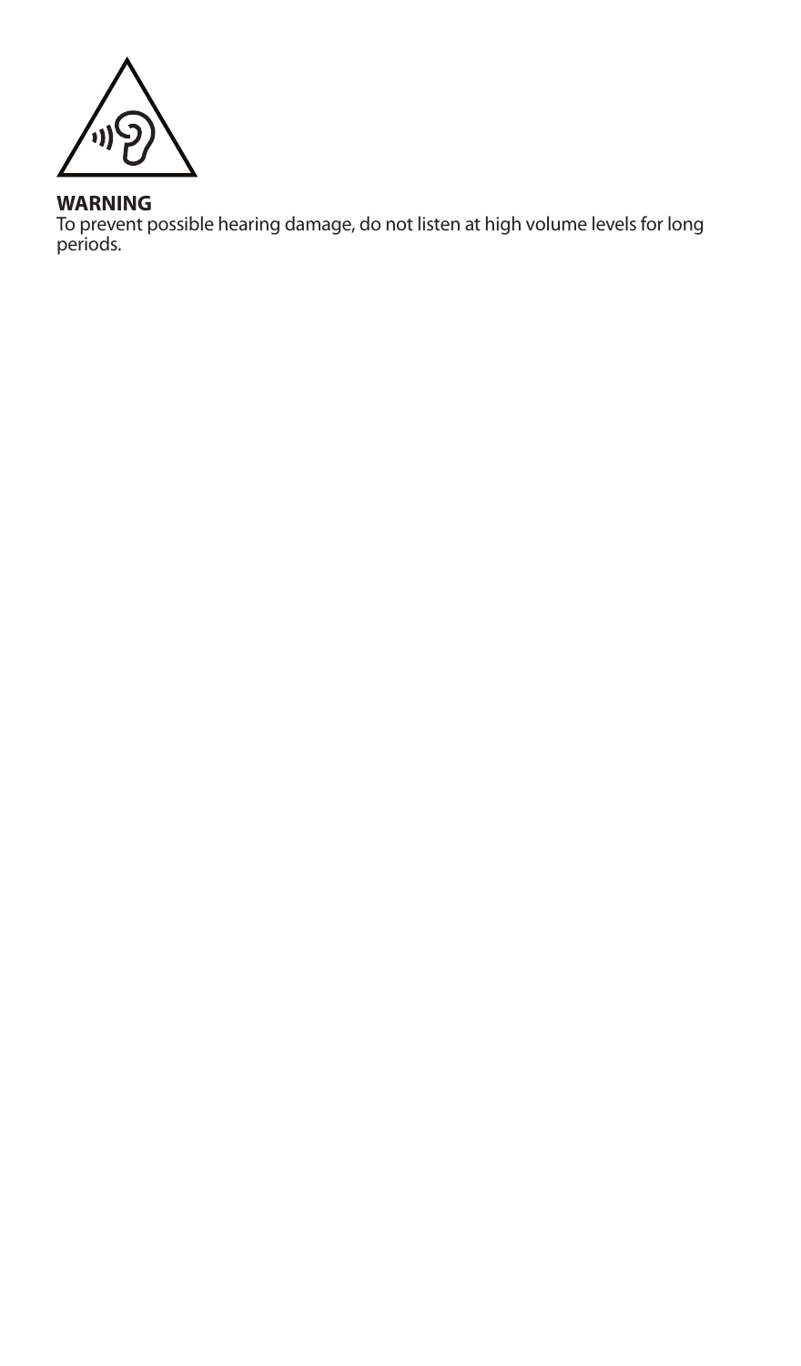**WARNING**
To prevent possible hearing damage, do not listen at high volume levels for long periods.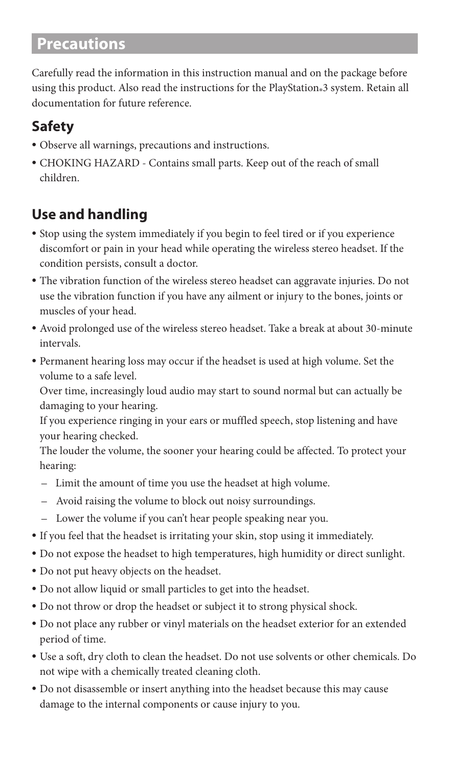## Precautions

Carefully read the information in this instruction manual and on the package before using this product. Also read the instructions for the PlayStation®3 system. Retain all documentation for future reference.

### Safety

- Observe all warnings, precautions and instructions.
- CHOKING HAZARD - Contains small parts. Keep out of the reach of small children.

### Use and handling

- Stop using the system immediately if you begin to feel tired or if you experience discomfort or pain in your head while operating the wireless stereo headset. If the condition persists, consult a doctor.
- The vibration function of the wireless stereo headset can aggravate injuries. Do not use the vibration function if you have any ailment or injury to the bones, joints or muscles of your head.
- Avoid prolonged use of the wireless stereo headset. Take a break at about 30-minute intervals.
- Permanent hearing loss may occur if the headset is used at high volume. Set the volume to a safe level.

  Over time, increasingly loud audio may start to sound normal but can actually be damaging to your hearing.

  If you experience ringing in your ears or muffled speech, stop listening and have your hearing checked.

  The louder the volume, the sooner your hearing could be affected. To protect your hearing:

  – Limit the amount of time you use the headset at high volume.

  – Avoid raising the volume to block out noisy surroundings.

  – Lower the volume if you can't hear people speaking near you.
- If you feel that the headset is irritating your skin, stop using it immediately.
- Do not expose the headset to high temperatures, high humidity or direct sunlight.
- Do not put heavy objects on the headset.
- Do not allow liquid or small particles to get into the headset.
- Do not throw or drop the headset or subject it to strong physical shock.
- Do not place any rubber or vinyl materials on the headset exterior for an extended period of time.
- Use a soft, dry cloth to clean the headset. Do not use solvents or other chemicals. Do not wipe with a chemically treated cleaning cloth.
- Do not disassemble or insert anything into the headset because this may cause damage to the internal components or cause injury to you.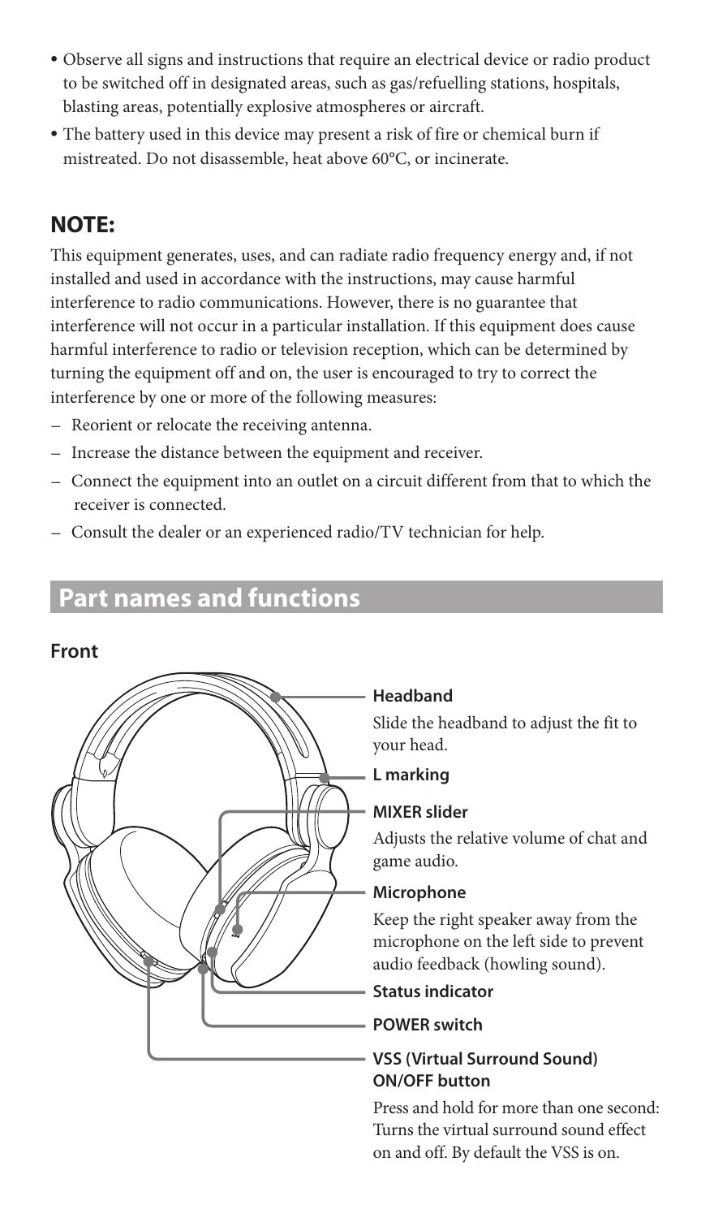- Observe all signs and instructions that require an electrical device or radio product to be switched off in designated areas, such as gas/refuelling stations, hospitals, blasting areas, potentially explosive atmospheres or aircraft.
- The battery used in this device may present a risk of fire or chemical burn if mistreated. Do not disassemble, heat above 60°C, or incinerate.

## NOTE:

This equipment generates, uses, and can radiate radio frequency energy and, if not installed and used in accordance with the instructions, may cause harmful interference to radio communications. However, there is no guarantee that interference will not occur in a particular installation. If this equipment does cause harmful interference to radio or television reception, which can be determined by turning the equipment off and on, the user is encouraged to try to correct the interference by one or more of the following measures:

- Reorient or relocate the receiving antenna.
- Increase the distance between the equipment and receiver.
- Connect the equipment into an outlet on a circuit different from that to which the receiver is connected.
- Consult the dealer or an experienced radio/TV technician for help.

# Part names and functions

### Front

**Headband**

Slide the headband to adjust the fit to your head.

**L marking**

**MIXER slider**

Adjusts the relative volume of chat and game audio.

**Microphone**

Keep the right speaker away from the microphone on the left side to prevent audio feedback (howling sound).

**Status indicator**

**POWER switch**

**VSS (Virtual Surround Sound) ON/OFF button**

Press and hold for more than one second: Turns the virtual surround sound effect on and off. By default the VSS is on.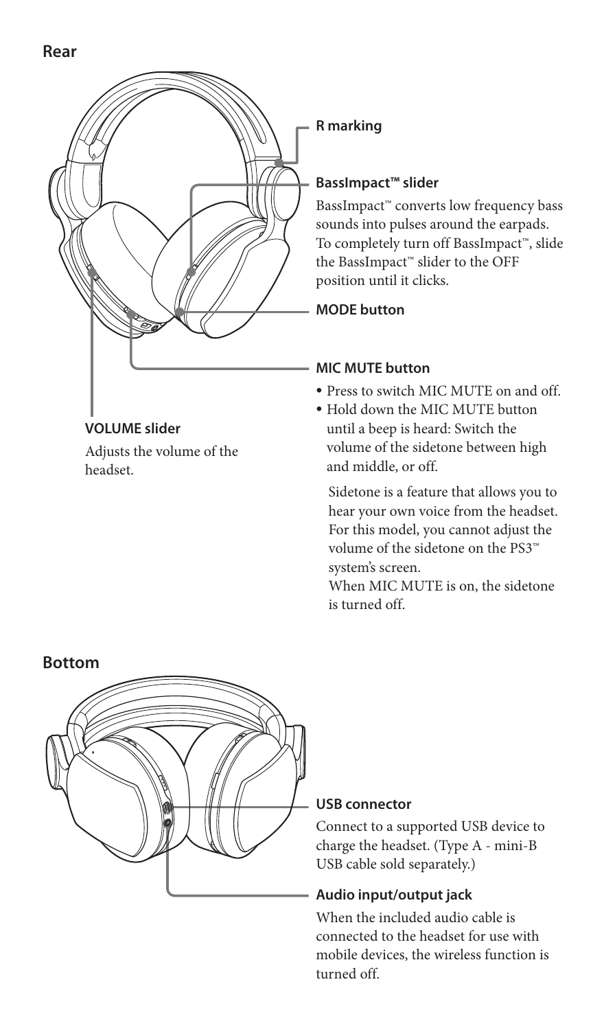## Rear

**R marking**

**BassImpact™ slider**

BassImpact™ converts low frequency bass sounds into pulses around the earpads. To completely turn off BassImpact™, slide the BassImpact™ slider to the OFF position until it clicks.

**MODE button**

**MIC MUTE button**

- Press to switch MIC MUTE on and off.
- Hold down the MIC MUTE button until a beep is heard: Switch the volume of the sidetone between high and middle, or off.

  Sidetone is a feature that allows you to hear your own voice from the headset. For this model, you cannot adjust the volume of the sidetone on the PS3™ system's screen.
  When MIC MUTE is on, the sidetone is turned off.

**VOLUME slider**

Adjusts the volume of the headset.

## Bottom

**USB connector**

Connect to a supported USB device to charge the headset. (Type A - mini-B USB cable sold separately.)

**Audio input/output jack**

When the included audio cable is connected to the headset for use with mobile devices, the wireless function is turned off.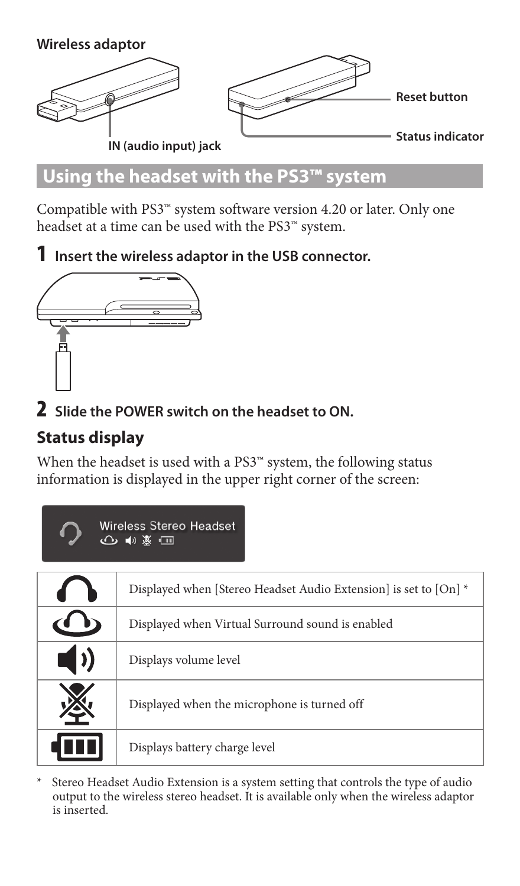**Wireless adaptor**

IN (audio input) jack

Reset button

Status indicator

## Using the headset with the PS3™ system

Compatible with PS3™ system software version 4.20 or later. Only one headset at a time can be used with the PS3™ system.

**1** **Insert the wireless adaptor in the USB connector.**

**2** **Slide the POWER switch on the headset to ON.**

### Status display

When the headset is used with a PS3™ system, the following status information is displayed in the upper right corner of the screen:

Wireless Stereo Headset

| Icon | Description |
|---|---|
| (headphones icon) | Displayed when [Stereo Headset Audio Extension] is set to [On] * |
| (virtual surround icon) | Displayed when Virtual Surround sound is enabled |
| (volume icon) | Displays volume level |
| (microphone off icon) | Displayed when the microphone is turned off |
| (battery icon) | Displays battery charge level |

\* Stereo Headset Audio Extension is a system setting that controls the type of audio output to the wireless stereo headset. It is available only when the wireless adaptor is inserted.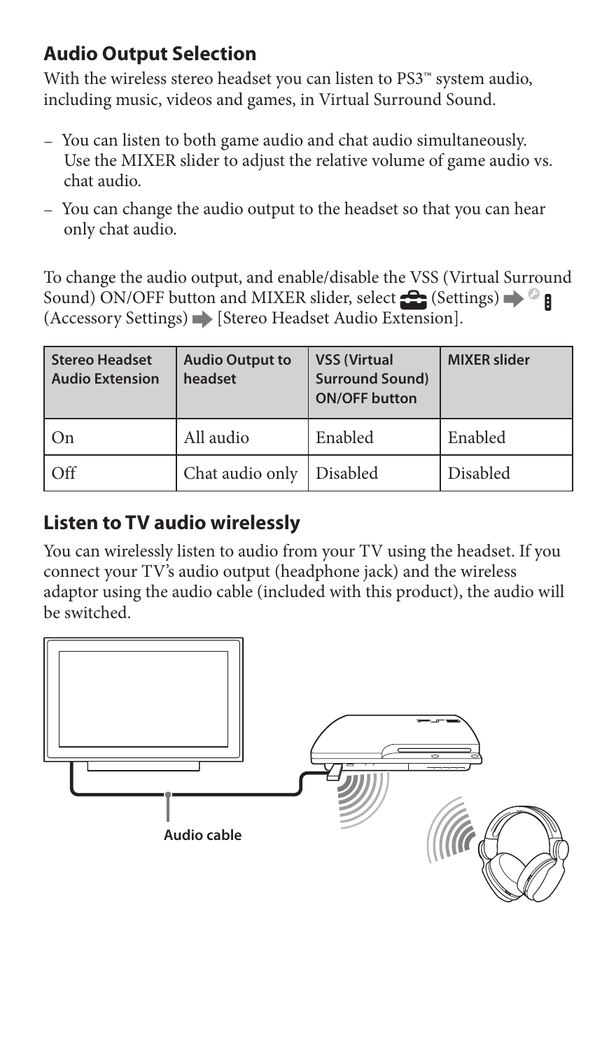## Audio Output Selection

With the wireless stereo headset you can listen to PS3™ system audio, including music, videos and games, in Virtual Surround Sound.

– You can listen to both game audio and chat audio simultaneously. Use the MIXER slider to adjust the relative volume of game audio vs. chat audio.
– You can change the audio output to the headset so that you can hear only chat audio.

To change the audio output, and enable/disable the VSS (Virtual Surround Sound) ON/OFF button and MIXER slider, select (Settings) ➡ (Accessory Settings) ➡ [Stereo Headset Audio Extension].

| Stereo Headset Audio Extension | Audio Output to headset | VSS (Virtual Surround Sound) ON/OFF button | MIXER slider |
|---|---|---|---|
| On | All audio | Enabled | Enabled |
| Off | Chat audio only | Disabled | Disabled |

## Listen to TV audio wirelessly

You can wirelessly listen to audio from your TV using the headset. If you connect your TV's audio output (headphone jack) and the wireless adaptor using the audio cable (included with this product), the audio will be switched.

Audio cable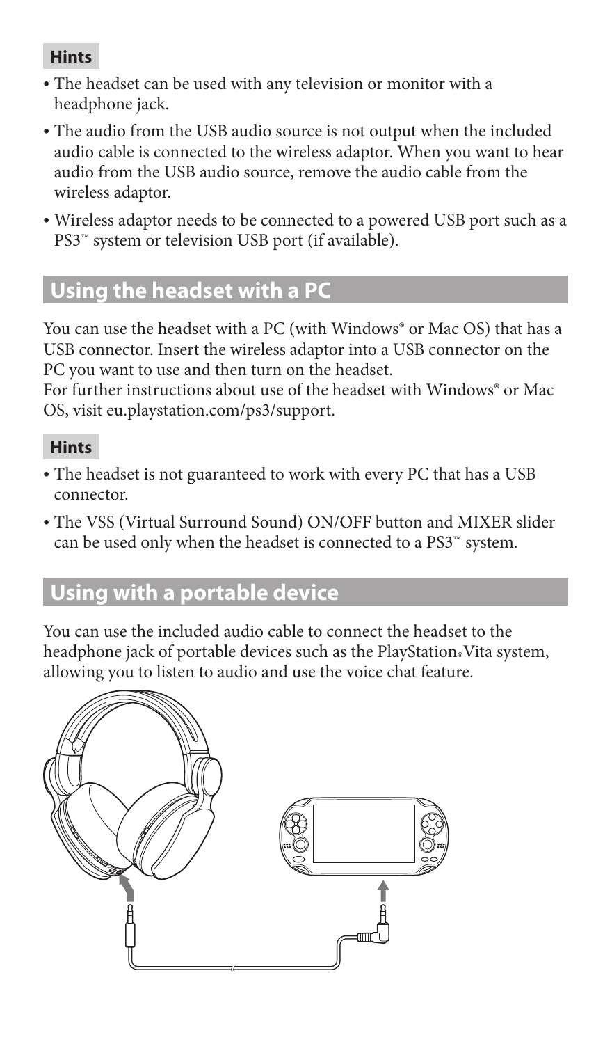**Hints**

- The headset can be used with any television or monitor with a headphone jack.
- The audio from the USB audio source is not output when the included audio cable is connected to the wireless adaptor. When you want to hear audio from the USB audio source, remove the audio cable from the wireless adaptor.
- Wireless adaptor needs to be connected to a powered USB port such as a PS3™ system or television USB port (if available).

## Using the headset with a PC

You can use the headset with a PC (with Windows® or Mac OS) that has a USB connector. Insert the wireless adaptor into a USB connector on the PC you want to use and then turn on the headset.
For further instructions about use of the headset with Windows® or Mac OS, visit eu.playstation.com/ps3/support.

**Hints**

- The headset is not guaranteed to work with every PC that has a USB connector.
- The VSS (Virtual Surround Sound) ON/OFF button and MIXER slider can be used only when the headset is connected to a PS3™ system.

## Using with a portable device

You can use the included audio cable to connect the headset to the headphone jack of portable devices such as the PlayStation®Vita system, allowing you to listen to audio and use the voice chat feature.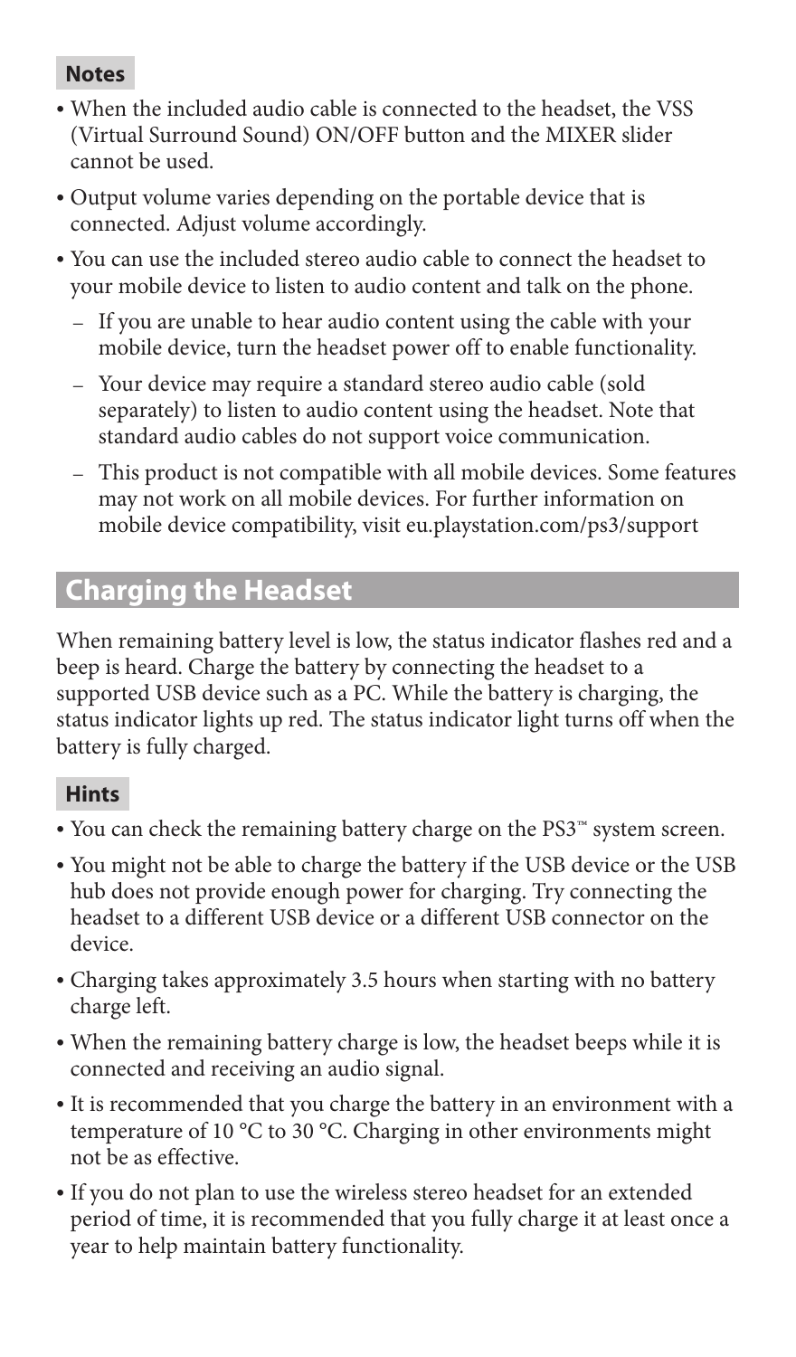#### Notes

- When the included audio cable is connected to the headset, the VSS (Virtual Surround Sound) ON/OFF button and the MIXER slider cannot be used.
- Output volume varies depending on the portable device that is connected. Adjust volume accordingly.
- You can use the included stereo audio cable to connect the headset to your mobile device to listen to audio content and talk on the phone.
  - If you are unable to hear audio content using the cable with your mobile device, turn the headset power off to enable functionality.
  - Your device may require a standard stereo audio cable (sold separately) to listen to audio content using the headset. Note that standard audio cables do not support voice communication.
  - This product is not compatible with all mobile devices. Some features may not work on all mobile devices. For further information on mobile device compatibility, visit eu.playstation.com/ps3/support

## Charging the Headset

When remaining battery level is low, the status indicator flashes red and a beep is heard. Charge the battery by connecting the headset to a supported USB device such as a PC. While the battery is charging, the status indicator lights up red. The status indicator light turns off when the battery is fully charged.

#### Hints

- You can check the remaining battery charge on the PS3™ system screen.
- You might not be able to charge the battery if the USB device or the USB hub does not provide enough power for charging. Try connecting the headset to a different USB device or a different USB connector on the device.
- Charging takes approximately 3.5 hours when starting with no battery charge left.
- When the remaining battery charge is low, the headset beeps while it is connected and receiving an audio signal.
- It is recommended that you charge the battery in an environment with a temperature of 10 °C to 30 °C. Charging in other environments might not be as effective.
- If you do not plan to use the wireless stereo headset for an extended period of time, it is recommended that you fully charge it at least once a year to help maintain battery functionality.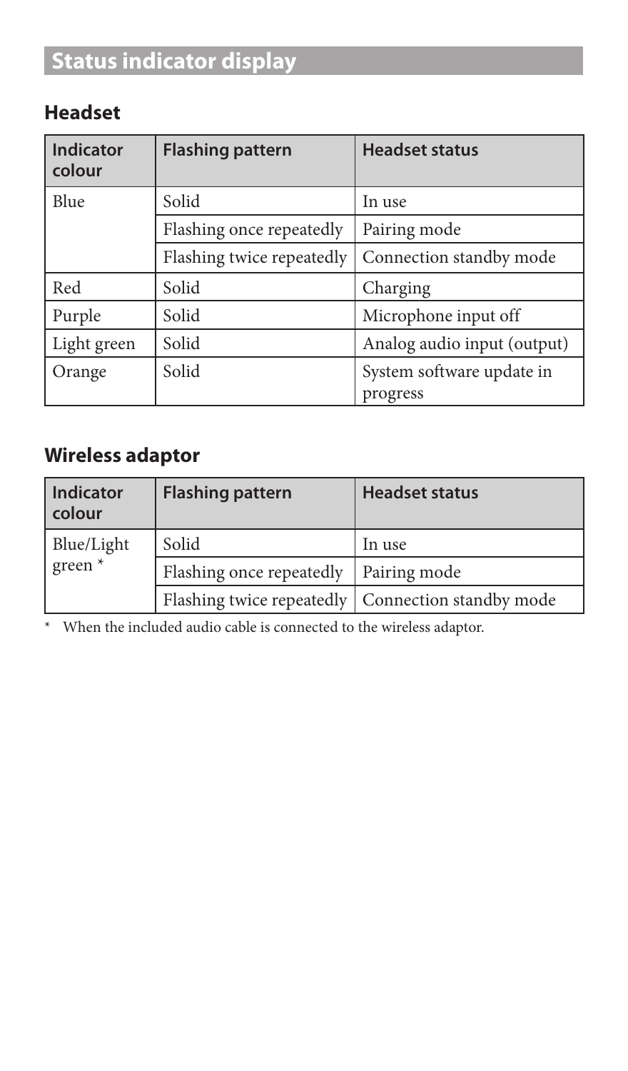# Status indicator display

## Headset

| Indicator colour | Flashing pattern | Headset status |
|---|---|---|
| Blue | Solid | In use |
| | Flashing once repeatedly | Pairing mode |
| | Flashing twice repeatedly | Connection standby mode |
| Red | Solid | Charging |
| Purple | Solid | Microphone input off |
| Light green | Solid | Analog audio input (output) |
| Orange | Solid | System software update in progress |

## Wireless adaptor

| Indicator colour | Flashing pattern | Headset status |
|---|---|---|
| Blue/Light green * | Solid | In use |
| | Flashing once repeatedly | Pairing mode |
| | Flashing twice repeatedly | Connection standby mode |

* When the included audio cable is connected to the wireless adaptor.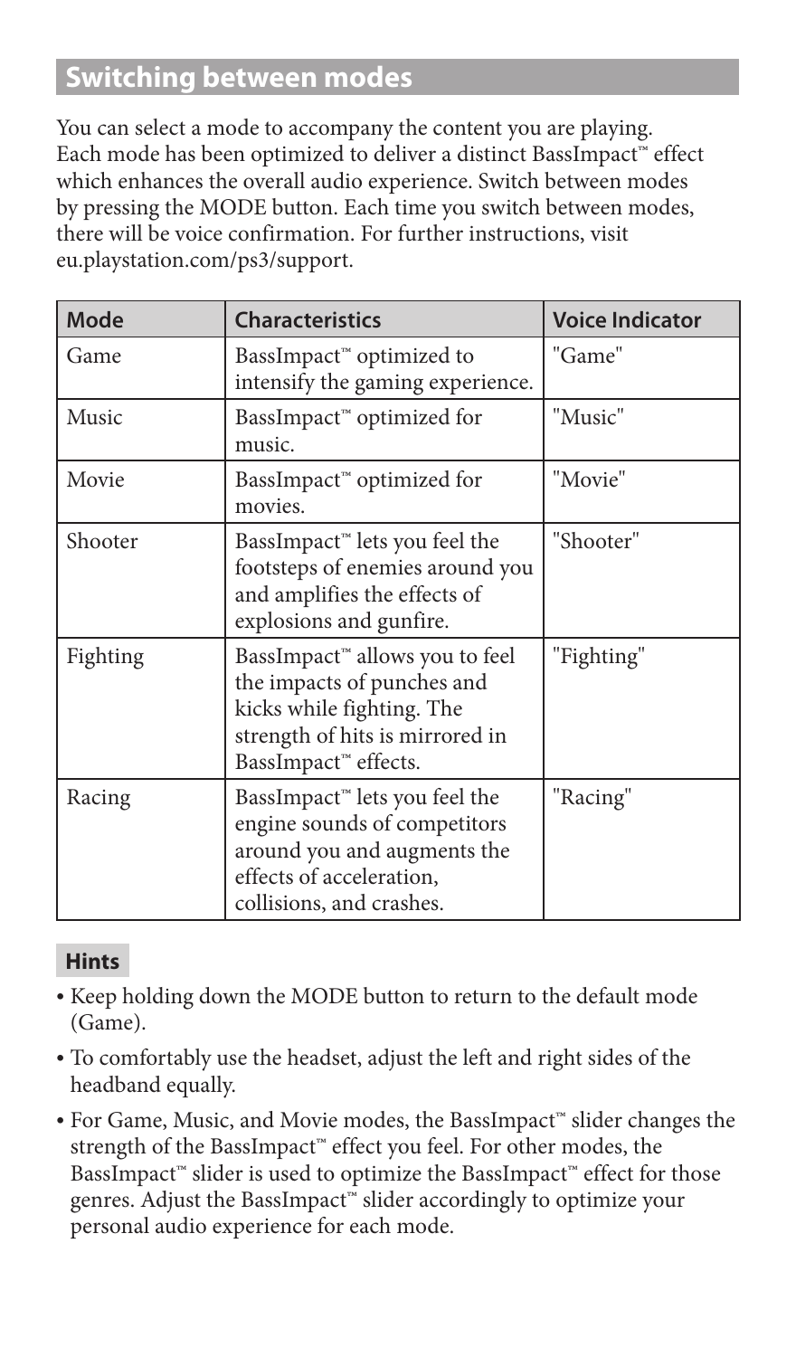## Switching between modes

You can select a mode to accompany the content you are playing. Each mode has been optimized to deliver a distinct BassImpact™ effect which enhances the overall audio experience. Switch between modes by pressing the MODE button. Each time you switch between modes, there will be voice confirmation. For further instructions, visit eu.playstation.com/ps3/support.

| Mode | Characteristics | Voice Indicator |
|---|---|---|
| Game | BassImpact™ optimized to intensify the gaming experience. | "Game" |
| Music | BassImpact™ optimized for music. | "Music" |
| Movie | BassImpact™ optimized for movies. | "Movie" |
| Shooter | BassImpact™ lets you feel the footsteps of enemies around you and amplifies the effects of explosions and gunfire. | "Shooter" |
| Fighting | BassImpact™ allows you to feel the impacts of punches and kicks while fighting. The strength of hits is mirrored in BassImpact™ effects. | "Fighting" |
| Racing | BassImpact™ lets you feel the engine sounds of competitors around you and augments the effects of acceleration, collisions, and crashes. | "Racing" |

### Hints

- Keep holding down the MODE button to return to the default mode (Game).
- To comfortably use the headset, adjust the left and right sides of the headband equally.
- For Game, Music, and Movie modes, the BassImpact™ slider changes the strength of the BassImpact™ effect you feel. For other modes, the BassImpact™ slider is used to optimize the BassImpact™ effect for those genres. Adjust the BassImpact™ slider accordingly to optimize your personal audio experience for each mode.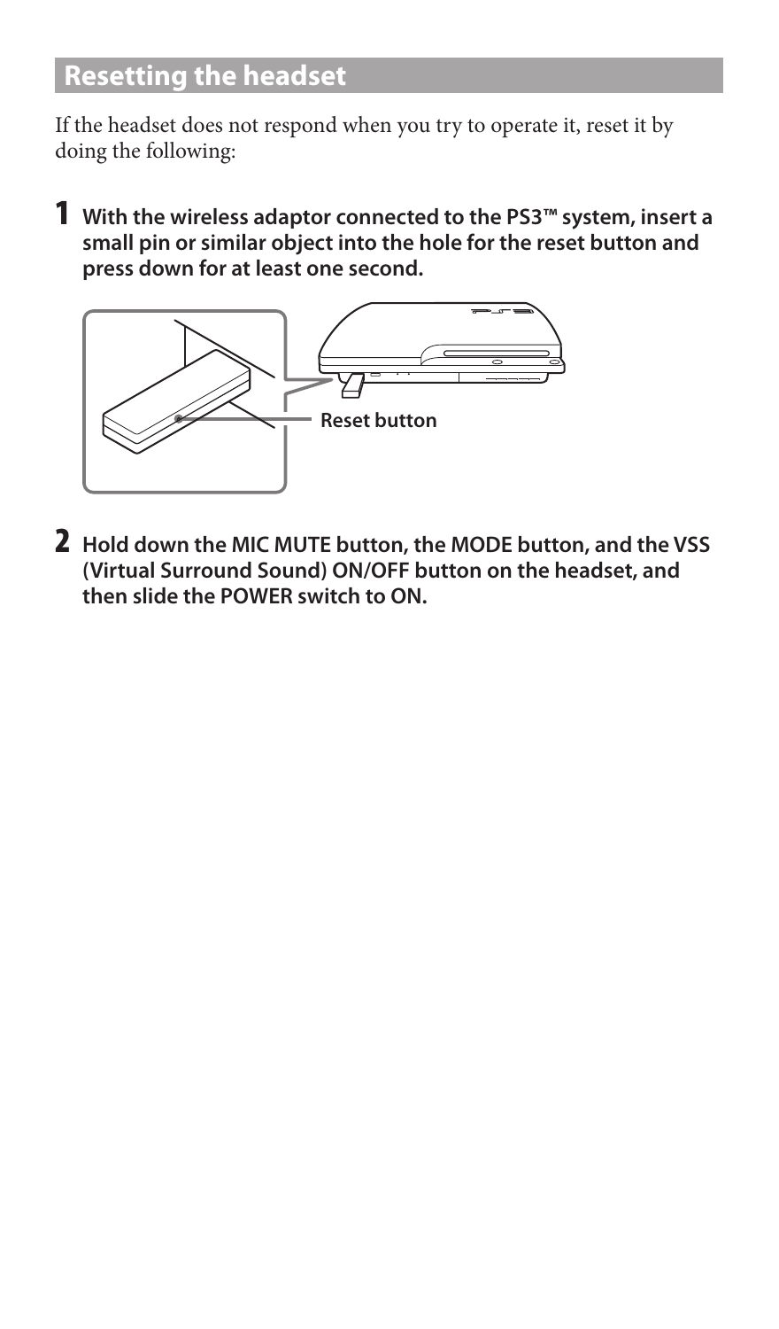## Resetting the headset

If the headset does not respond when you try to operate it, reset it by doing the following:

1. **With the wireless adaptor connected to the PS3™ system, insert a small pin or similar object into the hole for the reset button and press down for at least one second.**

   Reset button

2. **Hold down the MIC MUTE button, the MODE button, and the VSS (Virtual Surround Sound) ON/OFF button on the headset, and then slide the POWER switch to ON.**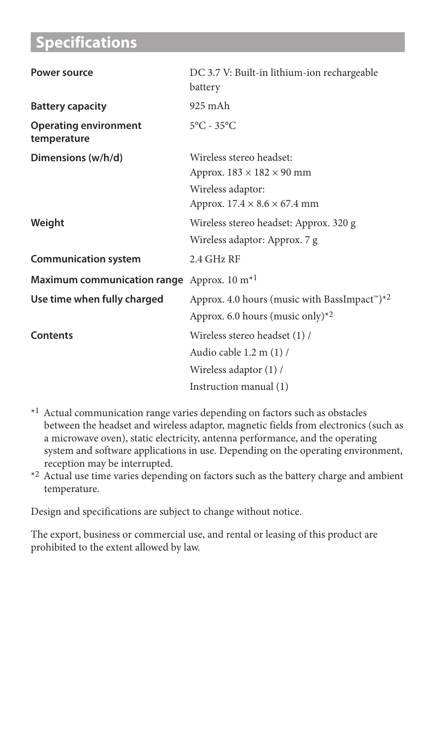## Specifications

| | |
|---|---|
| **Power source** | DC 3.7 V: Built-in lithium-ion rechargeable battery |
| **Battery capacity** | 925 mAh |
| **Operating environment temperature** | 5°C - 35°C |
| **Dimensions (w/h/d)** | Wireless stereo headset: Approx. 183 × 182 × 90 mm<br>Wireless adaptor: Approx. 17.4 × 8.6 × 67.4 mm |
| **Weight** | Wireless stereo headset: Approx. 320 g<br>Wireless adaptor: Approx. 7 g |
| **Communication system** | 2.4 GHz RF |
| **Maximum communication range** | Approx. 10 m[*1] |
| **Use time when fully charged** | Approx. 4.0 hours (music with BassImpact™)[*2]<br>Approx. 6.0 hours (music only)[*2] |
| **Contents** | Wireless stereo headset (1) /<br>Audio cable 1.2 m (1) /<br>Wireless adaptor (1) /<br>Instruction manual (1) |

[*1] Actual communication range varies depending on factors such as obstacles between the headset and wireless adaptor, magnetic fields from electronics (such as a microwave oven), static electricity, antenna performance, and the operating system and software applications in use. Depending on the operating environment, reception may be interrupted.

[*2] Actual use time varies depending on factors such as the battery charge and ambient temperature.

Design and specifications are subject to change without notice.

The export, business or commercial use, and rental or leasing of this product are prohibited to the extent allowed by law.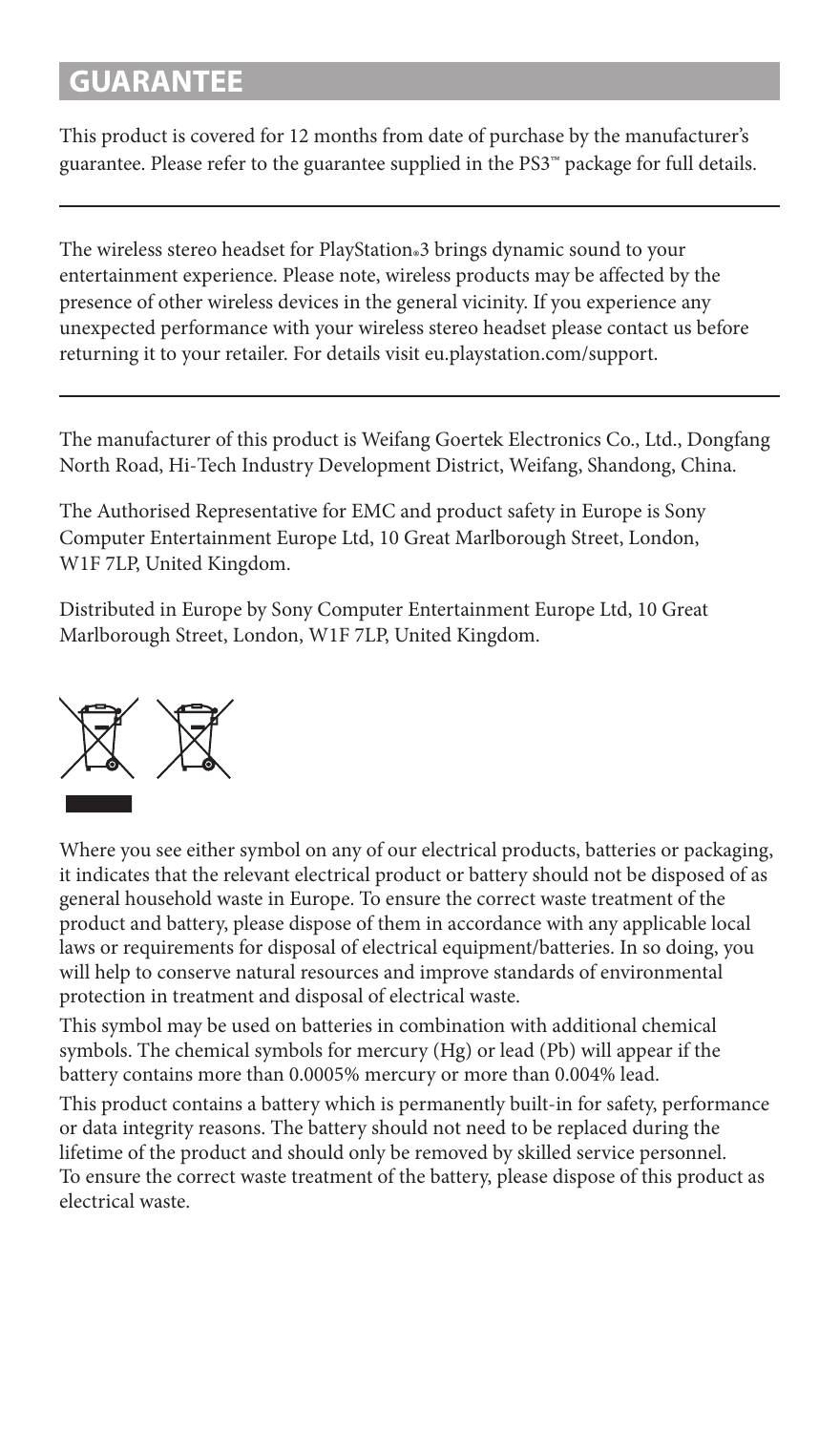# GUARANTEE

This product is covered for 12 months from date of purchase by the manufacturer's guarantee. Please refer to the guarantee supplied in the PS3™ package for full details.

---

The wireless stereo headset for PlayStation®3 brings dynamic sound to your entertainment experience. Please note, wireless products may be affected by the presence of other wireless devices in the general vicinity. If you experience any unexpected performance with your wireless stereo headset please contact us before returning it to your retailer. For details visit eu.playstation.com/support.

---

The manufacturer of this product is Weifang Goertek Electronics Co., Ltd., Dongfang North Road, Hi-Tech Industry Development District, Weifang, Shandong, China.

The Authorised Representative for EMC and product safety in Europe is Sony Computer Entertainment Europe Ltd, 10 Great Marlborough Street, London, W1F 7LP, United Kingdom.

Distributed in Europe by Sony Computer Entertainment Europe Ltd, 10 Great Marlborough Street, London, W1F 7LP, United Kingdom.

Where you see either symbol on any of our electrical products, batteries or packaging, it indicates that the relevant electrical product or battery should not be disposed of as general household waste in Europe. To ensure the correct waste treatment of the product and battery, please dispose of them in accordance with any applicable local laws or requirements for disposal of electrical equipment/batteries. In so doing, you will help to conserve natural resources and improve standards of environmental protection in treatment and disposal of electrical waste.

This symbol may be used on batteries in combination with additional chemical symbols. The chemical symbols for mercury (Hg) or lead (Pb) will appear if the battery contains more than 0.0005% mercury or more than 0.004% lead.

This product contains a battery which is permanently built-in for safety, performance or data integrity reasons. The battery should not need to be replaced during the lifetime of the product and should only be removed by skilled service personnel. To ensure the correct waste treatment of the battery, please dispose of this product as electrical waste.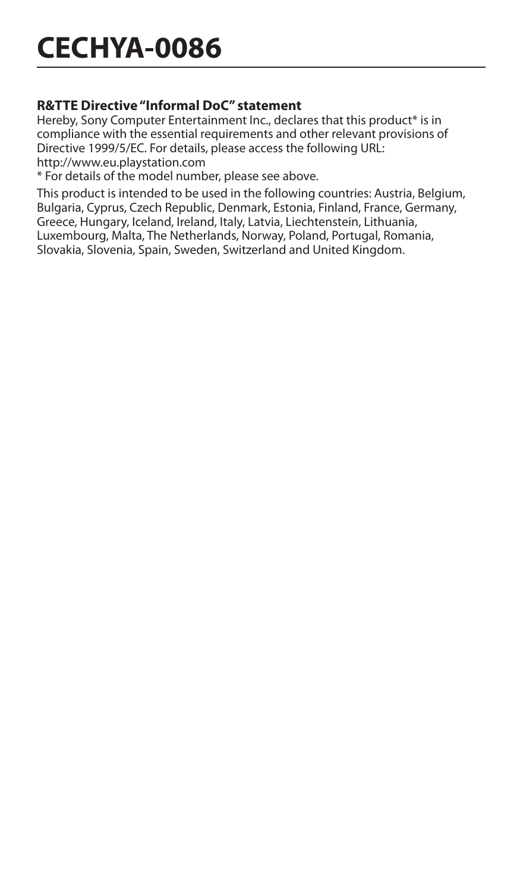# CECHYA-0086

**R&TTE Directive "Informal DoC" statement**

Hereby, Sony Computer Entertainment Inc., declares that this product* is in compliance with the essential requirements and other relevant provisions of Directive 1999/5/EC. For details, please access the following URL: http://www.eu.playstation.com

* For details of the model number, please see above.

This product is intended to be used in the following countries: Austria, Belgium, Bulgaria, Cyprus, Czech Republic, Denmark, Estonia, Finland, France, Germany, Greece, Hungary, Iceland, Ireland, Italy, Latvia, Liechtenstein, Lithuania, Luxembourg, Malta, The Netherlands, Norway, Poland, Portugal, Romania, Slovakia, Slovenia, Spain, Sweden, Switzerland and United Kingdom.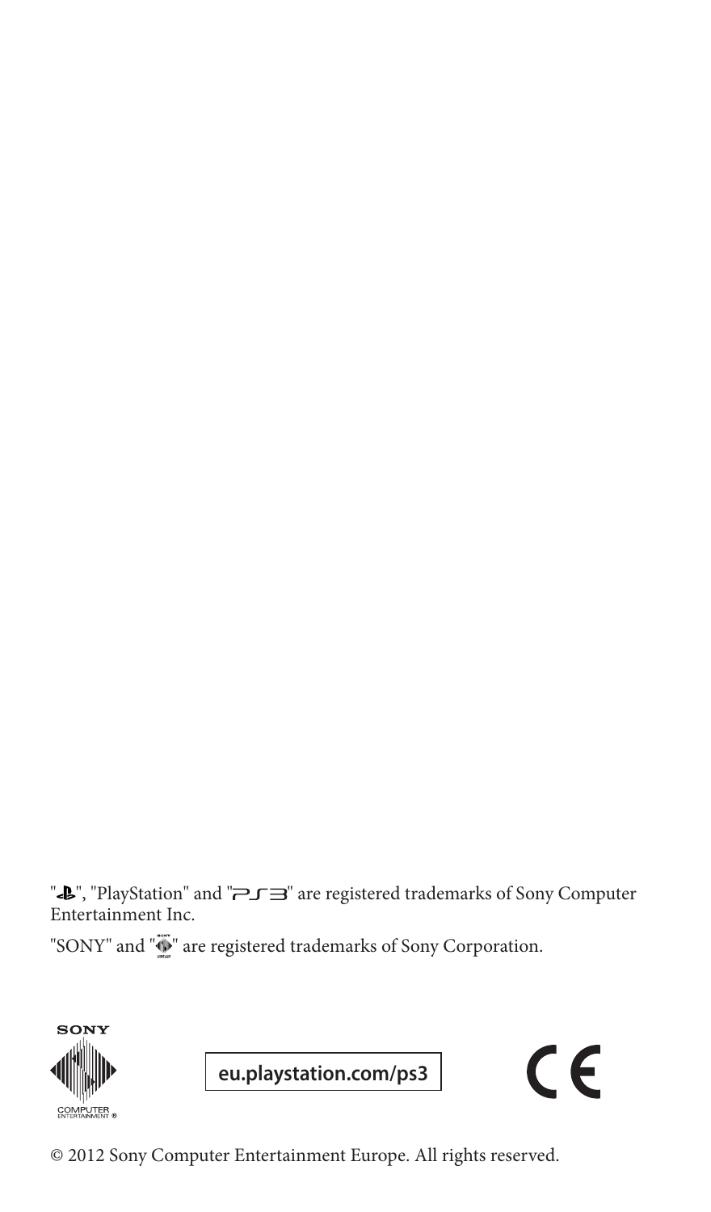"", "PlayStation" and "PS3" are registered trademarks of Sony Computer Entertainment Inc.

"SONY" and "" are registered trademarks of Sony Corporation.

SONY COMPUTER ENTERTAINMENT ®

eu.playstation.com/ps3

CE

© 2012 Sony Computer Entertainment Europe. All rights reserved.